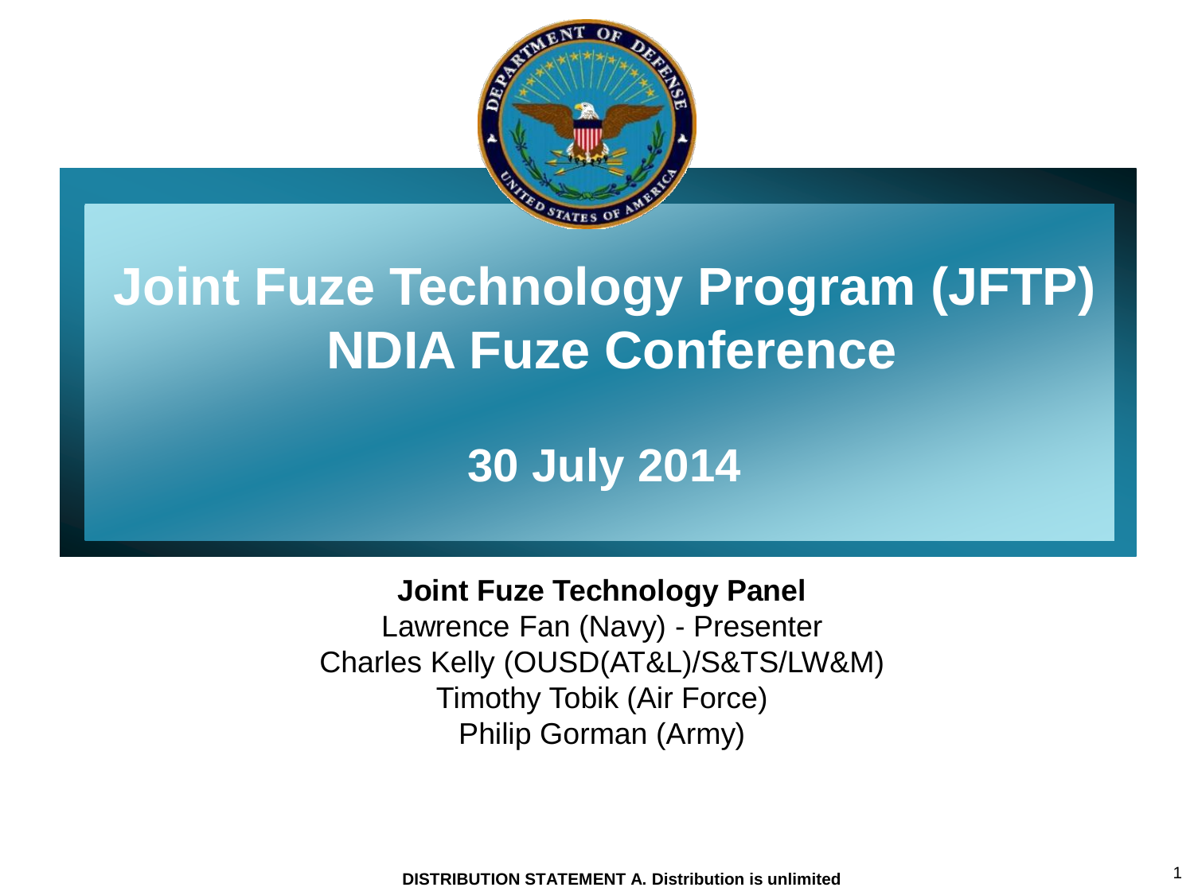# Joint Fuze Technology Program (JFTP) NDIA Fuze Conference

## 30 July 2014

**Joint Fuze Technology Panel**

Lawrence Fan (Navy) - Presenter

Charles Kelly (OUSD(AT&L)/S&TS/LW&M)

Timothy Tobik (Air Force)

Philip Gorman (Army)

**DISTRIBUTION STATEMENT A. Distribution is unlimited**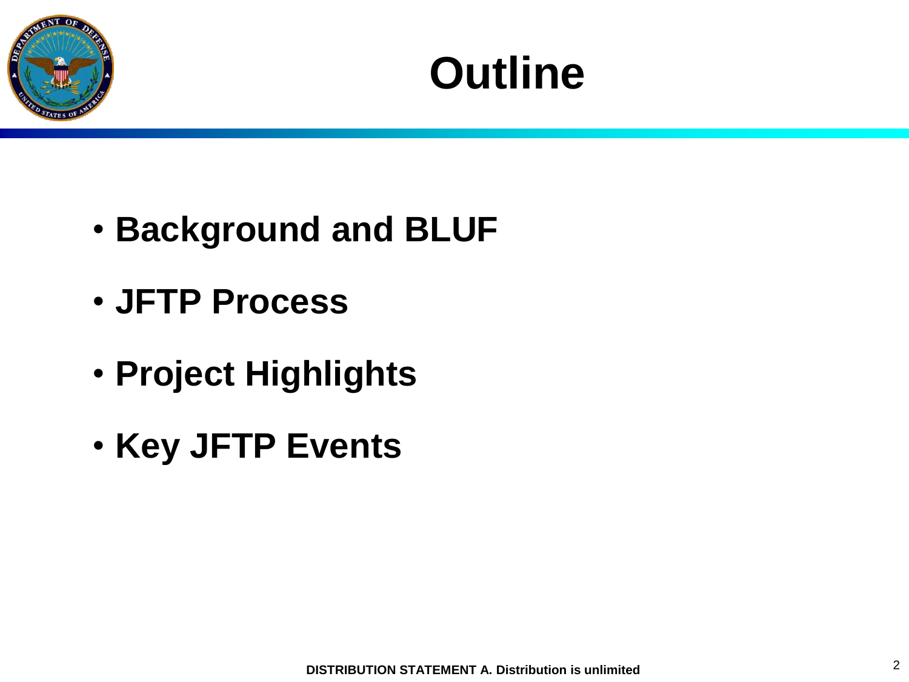# Outline

- **Background and BLUF**
- **JFTP Process**
- **Project Highlights**
- **Key JFTP Events**

**DISTRIBUTION STATEMENT A. Distribution is unlimited**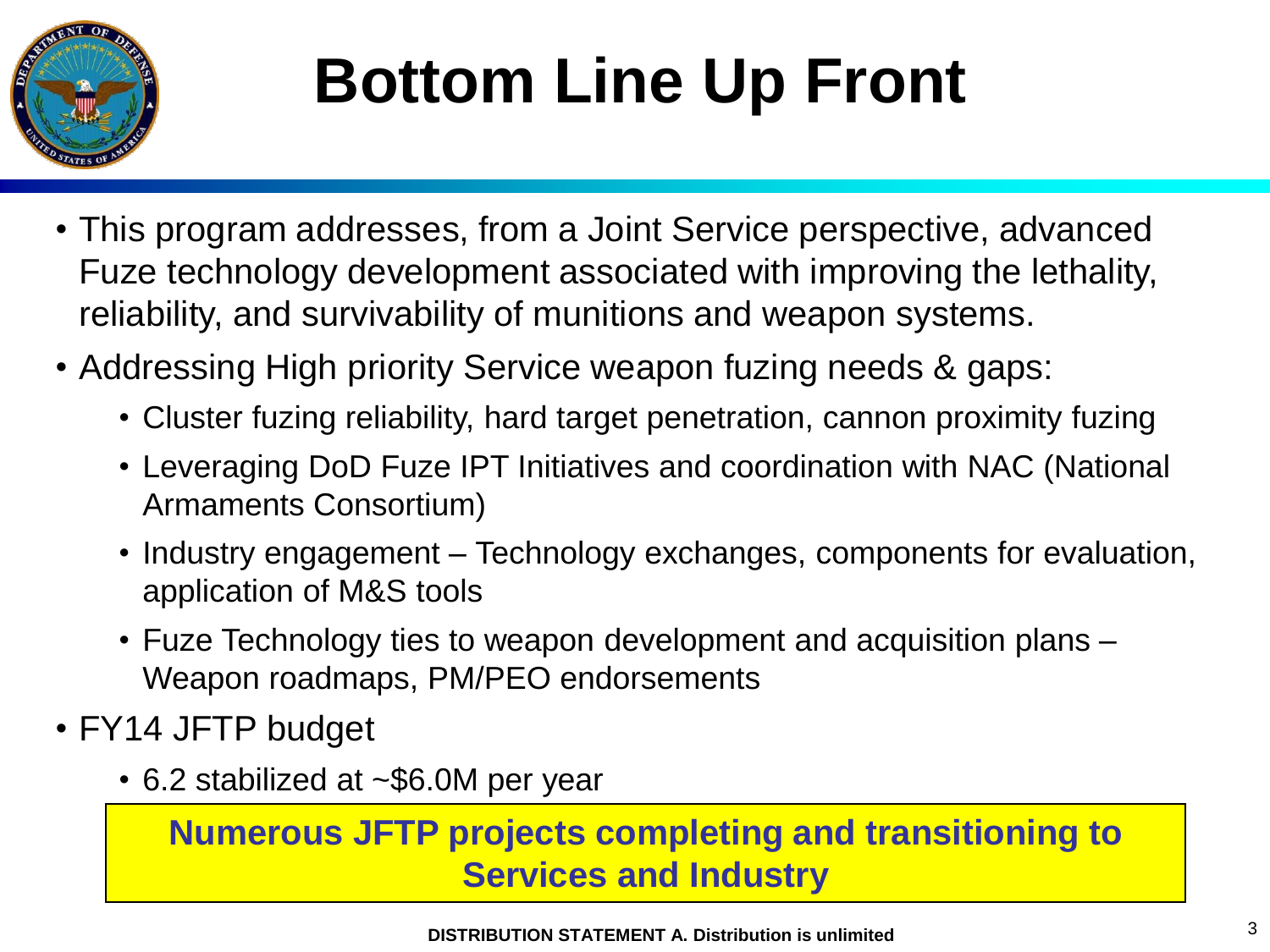# Bottom Line Up Front

- This program addresses, from a Joint Service perspective, advanced Fuze technology development associated with improving the lethality, reliability, and survivability of munitions and weapon systems.
- Addressing High priority Service weapon fuzing needs & gaps:
  - Cluster fuzing reliability, hard target penetration, cannon proximity fuzing
  - Leveraging DoD Fuze IPT Initiatives and coordination with NAC (National Armaments Consortium)
  - Industry engagement – Technology exchanges, components for evaluation, application of M&S tools
  - Fuze Technology ties to weapon development and acquisition plans – Weapon roadmaps, PM/PEO endorsements
- FY14 JFTP budget
  - 6.2 stabilized at ~$6.0M per year

**Numerous JFTP projects completing and transitioning to Services and Industry**

**DISTRIBUTION STATEMENT A. Distribution is unlimited**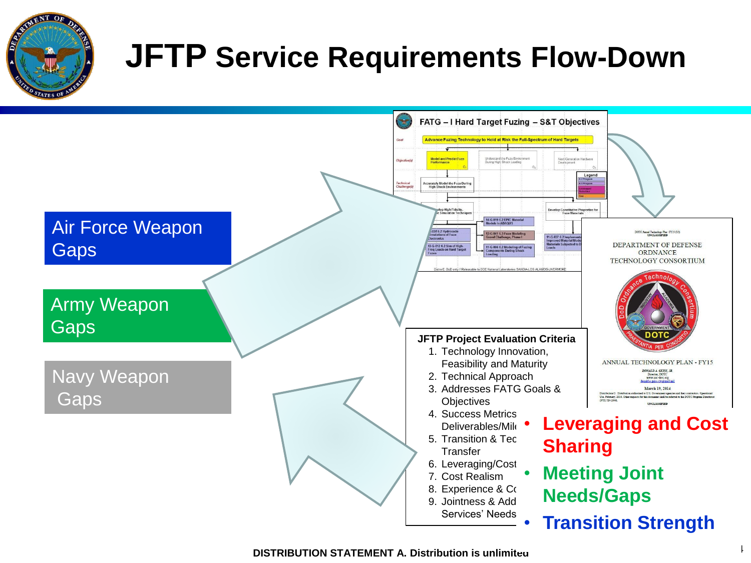# JFTP Service Requirements Flow-Down

Air Force Weapon Gaps

Army Weapon Gaps

Navy Weapon Gaps

FATG – I Hard Target Fuzing – S&T Objectives

DEPARTMENT OF DEFENSE ORDNANCE TECHNOLOGY CONSORTIUM

ANNUAL TECHNOLOGY PLAN - FY15

**JFTP Project Evaluation Criteria**

1. Technology Innovation, Feasibility and Maturity
2. Technical Approach
3. Addresses FATG Goals & Objectives
4. Success Metrics Deliverables/Mil
5. Transition & Tec Transfer
6. Leveraging/Cost
7. Cost Realism
8. Experience & Co
9. Jointness & Add Services' Needs

- **Leveraging and Cost Sharing**
- **Meeting Joint Needs/Gaps**
- **Transition Strength**

**DISTRIBUTION STATEMENT A. Distribution is unlimited**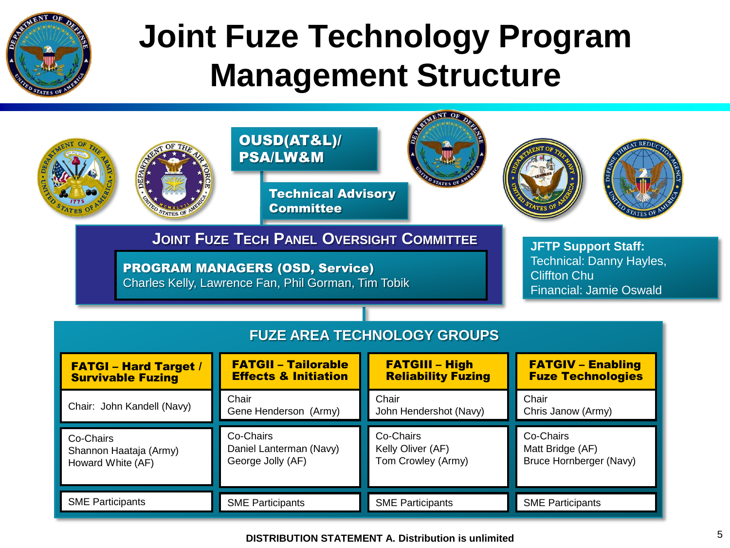# Joint Fuze Technology Program Management Structure

**OUSD(AT&L)/ PSA/LW&M**

**Technical Advisory Committee**

## Joint Fuze Tech Panel Oversight Committee

**PROGRAM MANAGERS (OSD, Service)**
Charles Kelly, Lawrence Fan, Phil Gorman, Tim Tobik

**JFTP Support Staff:**
Technical: Danny Hayles, Cliffton Chu
Financial: Jamie Oswald

## FUZE AREA TECHNOLOGY GROUPS

| FATGI – Hard Target / Survivable Fuzing | FATGII – Tailorable Effects & Initiation | FATGIII – High Reliability Fuzing | FATGIV – Enabling Fuze Technologies |
|---|---|---|---|
| Chair: John Kandell (Navy) | Chair<br>Gene Henderson (Army) | Chair<br>John Hendershot (Navy) | Chair<br>Chris Janow (Army) |
| Co-Chairs<br>Shannon Haataja (Army)<br>Howard White (AF) | Co-Chairs<br>Daniel Lanterman (Navy)<br>George Jolly (AF) | Co-Chairs<br>Kelly Oliver (AF)<br>Tom Crowley (Army) | Co-Chairs<br>Matt Bridge (AF)<br>Bruce Hornberger (Navy) |
| SME Participants | SME Participants | SME Participants | SME Participants |

**DISTRIBUTION STATEMENT A. Distribution is unlimited**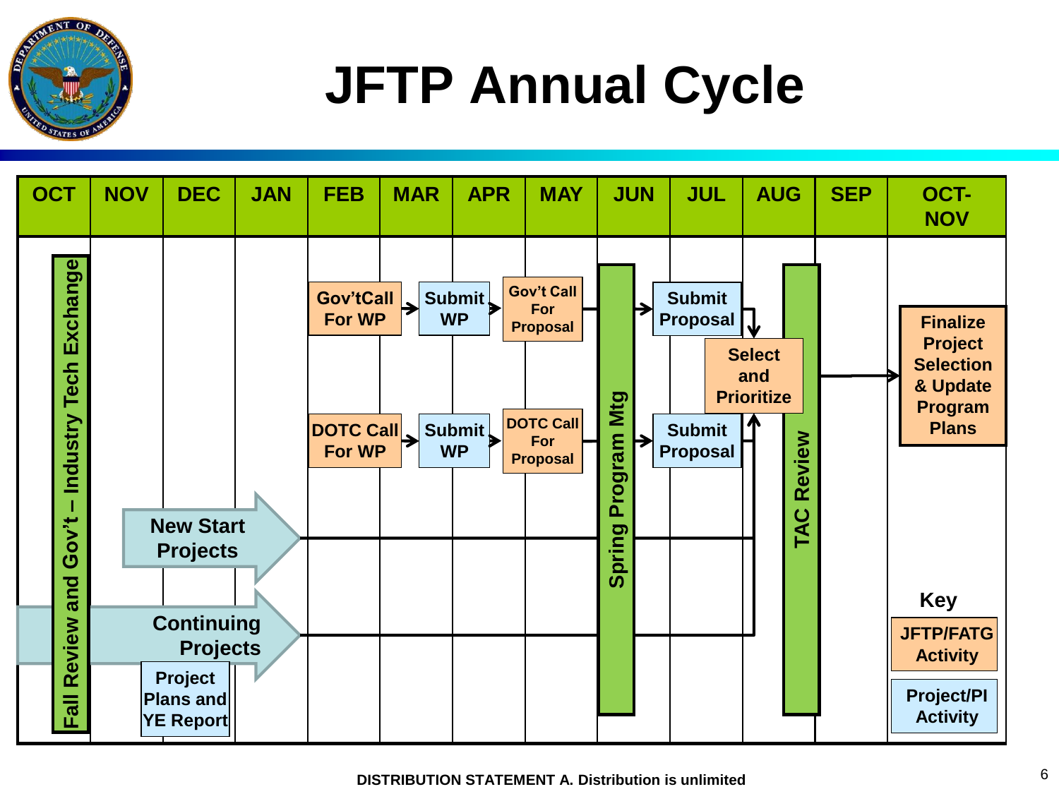# JFTP Annual Cycle

| OCT | NOV | DEC | JAN | FEB | MAR | APR | MAY | JUN | JUL | AUG | SEP | OCT-NOV |
|---|---|---|---|---|---|---|---|---|---|---|---|---|

Fall Review and Gov't – Industry Tech Exchange

Gov'tCall For WP → Submit WP → Gov't Call For Proposal → Submit Proposal → Select and Prioritize

DOTC Call For WP → Submit WP → DOTC Call For Proposal → Submit Proposal → Select and Prioritize

New Start Projects

Continuing Projects

Project Plans and YE Report

Spring Program Mtg

TAC Review

Finalize Project Selection & Update Program Plans

**Key**

- JFTP/FATG Activity
- Project/PI Activity

**DISTRIBUTION STATEMENT A. Distribution is unlimited**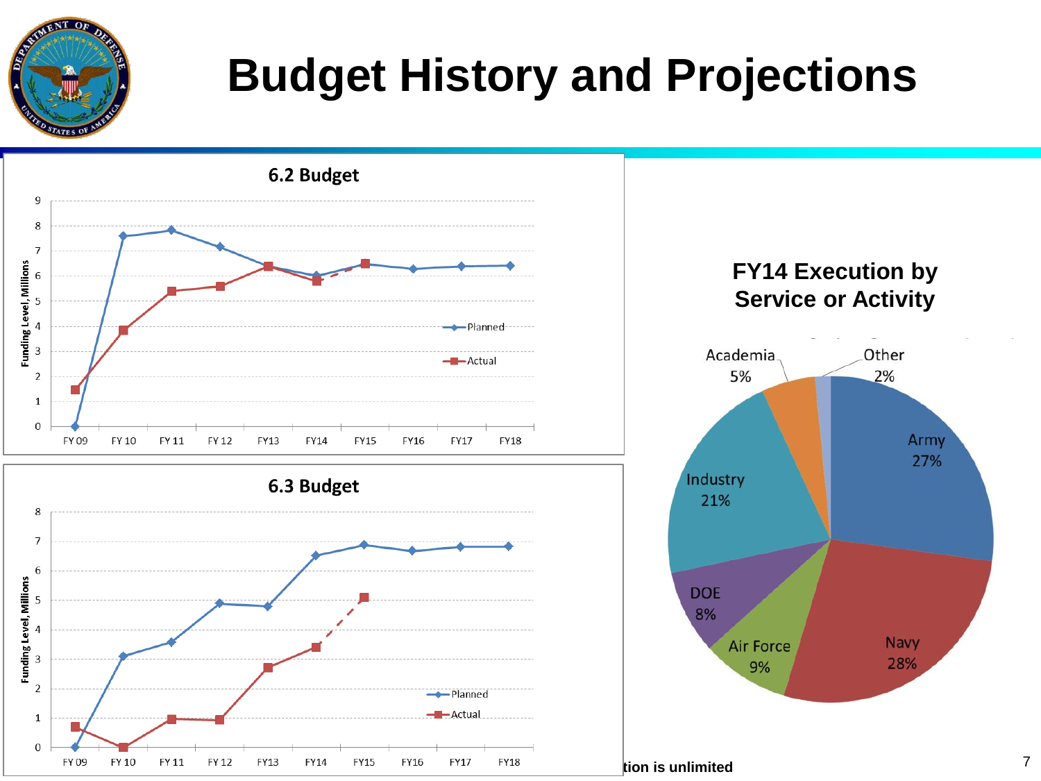# Budget History and Projections

## 6.2 Budget

Funding Level, Millions

| | FY 09 | FY 10 | FY 11 | FY 12 | FY13 | FY14 | FY15 | FY16 | FY17 | FY18 |
|---|---|---|---|---|---|---|---|---|---|---|
| Planned | 0 | 7.6 | 7.85 | 7.2 | 6.4 | 6.05 | 6.5 | 6.3 | 6.4 | 6.45 |
| Actual | 1.5 | 3.85 | 5.4 | 5.6 | 6.4 | 5.85 | 6.5 | | | |

## 6.3 Budget

Funding Level, Millions

| | FY 09 | FY 10 | FY 11 | FY 12 | FY13 | FY14 | FY15 | FY16 | FY17 | FY18 |
|---|---|---|---|---|---|---|---|---|---|---|
| Planned | 0 | 3.1 | 3.6 | 4.9 | 4.8 | 6.55 | 6.9 | 6.7 | 6.8 | 6.8 |
| Actual | 0.7 | 0 | 0.95 | 0.95 | 2.7 | 3.4 | 5.1 | | | |

## FY14 Execution by Service or Activity

| Service or Activity | Share |
|---|---|
| Army | 27% |
| Navy | 28% |
| Air Force | 9% |
| DOE | 8% |
| Industry | 21% |
| Academia | 5% |
| Other | 2% |

tion is unlimited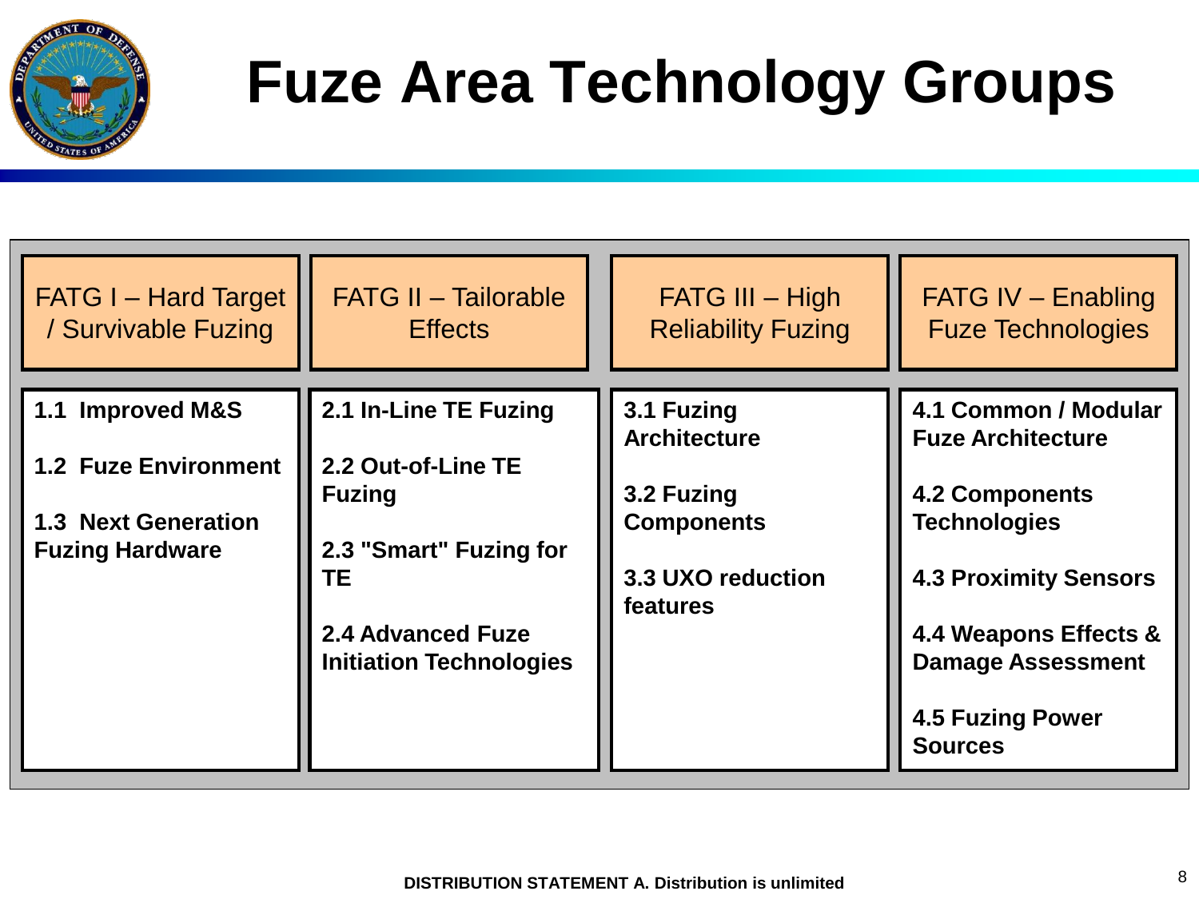# Fuze Area Technology Groups

| FATG I – Hard Target / Survivable Fuzing | FATG II – Tailorable Effects | FATG III – High Reliability Fuzing | FATG IV – Enabling Fuze Technologies |
|---|---|---|---|
| **1.1 Improved M&S**<br><br>**1.2 Fuze Environment**<br><br>**1.3 Next Generation Fuzing Hardware** | **2.1 In-Line TE Fuzing**<br><br>**2.2 Out-of-Line TE Fuzing**<br><br>**2.3 "Smart" Fuzing for TE**<br><br>**2.4 Advanced Fuze Initiation Technologies** | **3.1 Fuzing Architecture**<br><br>**3.2 Fuzing Components**<br><br>**3.3 UXO reduction features** | **4.1 Common / Modular Fuze Architecture**<br><br>**4.2 Components Technologies**<br><br>**4.3 Proximity Sensors**<br><br>**4.4 Weapons Effects & Damage Assessment**<br><br>**4.5 Fuzing Power Sources** |

**DISTRIBUTION STATEMENT A. Distribution is unlimited**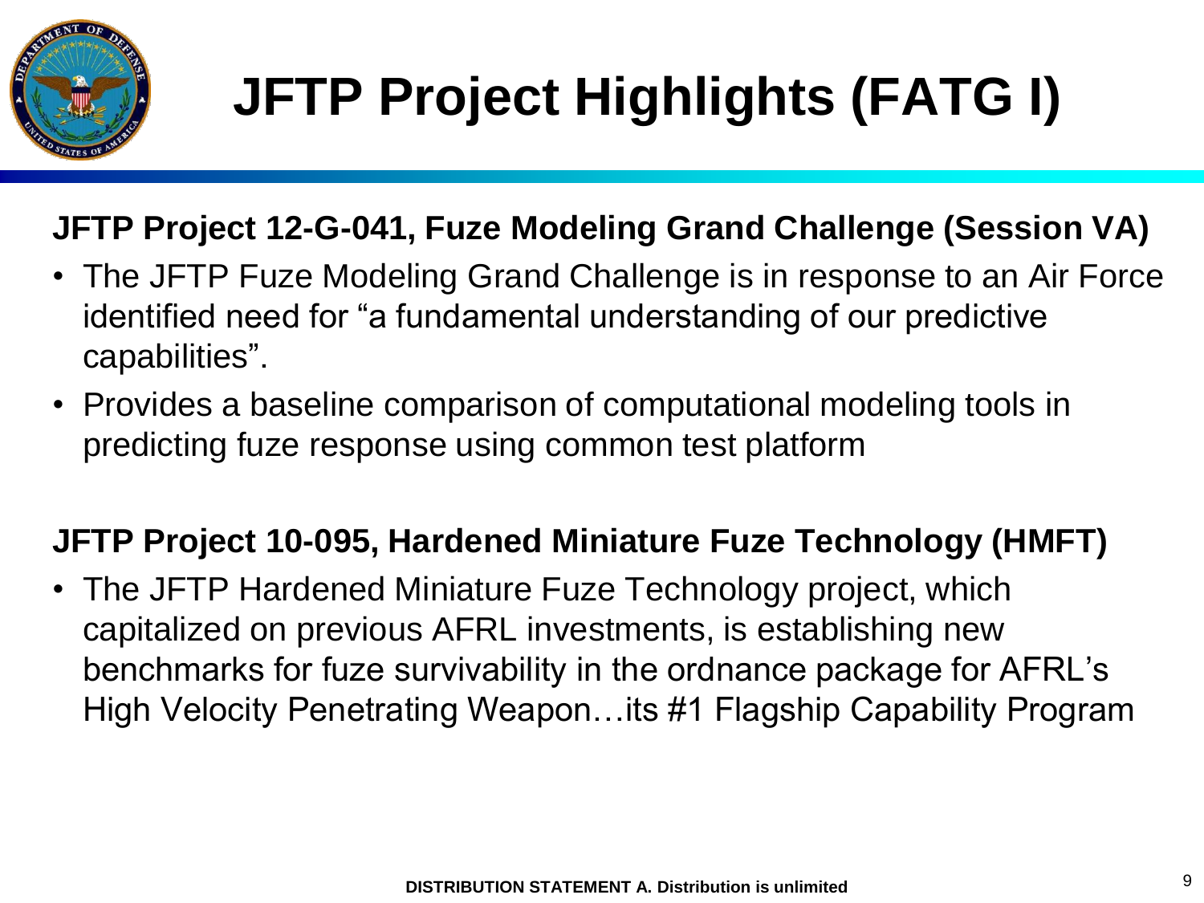# JFTP Project Highlights (FATG I)

**JFTP Project 12-G-041, Fuze Modeling Grand Challenge (Session VA)**

- The JFTP Fuze Modeling Grand Challenge is in response to an Air Force identified need for "a fundamental understanding of our predictive capabilities".
- Provides a baseline comparison of computational modeling tools in predicting fuze response using common test platform

**JFTP Project 10-095, Hardened Miniature Fuze Technology (HMFT)**

- The JFTP Hardened Miniature Fuze Technology project, which capitalized on previous AFRL investments, is establishing new benchmarks for fuze survivability in the ordnance package for AFRL's High Velocity Penetrating Weapon…its #1 Flagship Capability Program

**DISTRIBUTION STATEMENT A. Distribution is unlimited**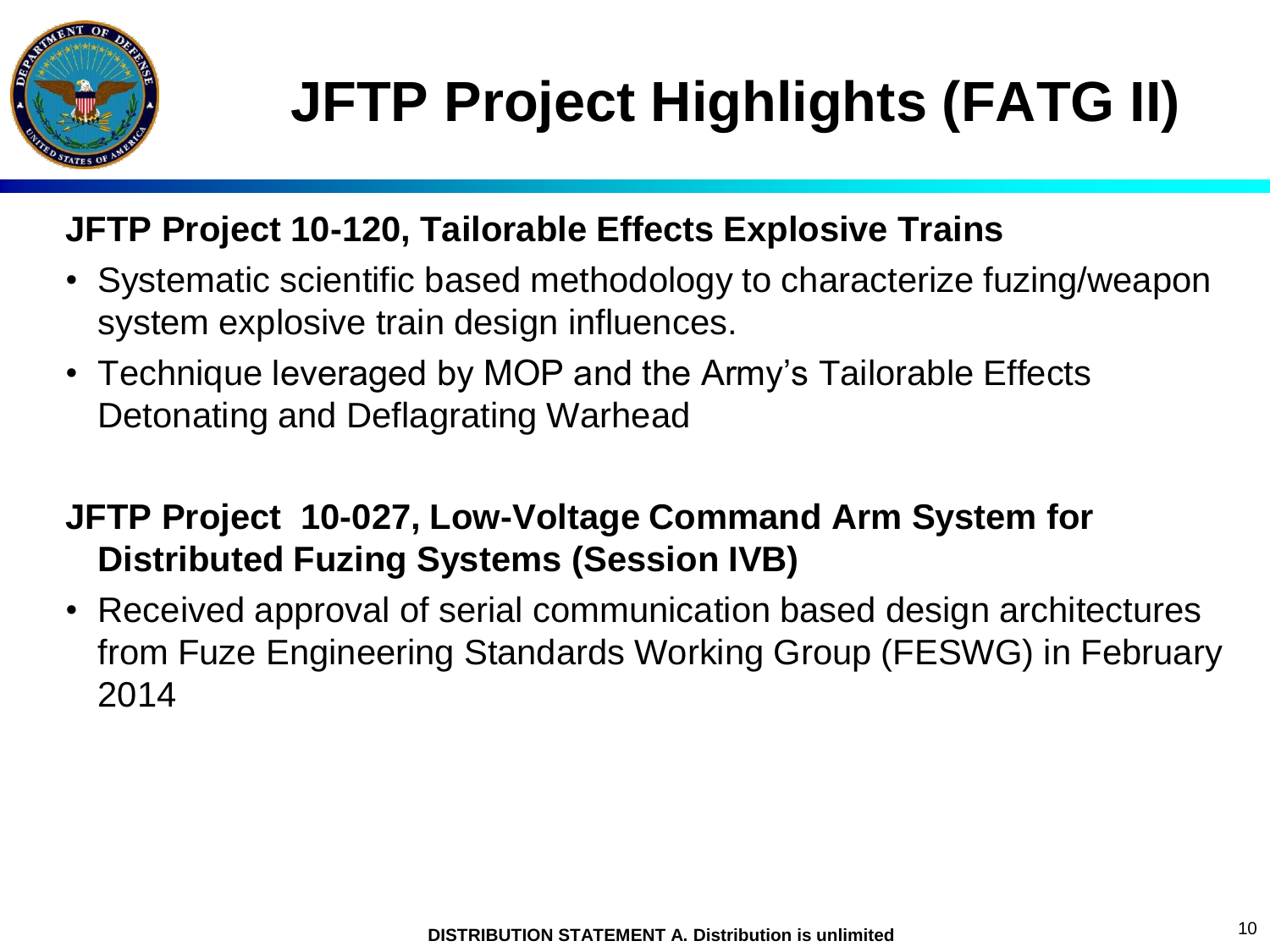# JFTP Project Highlights (FATG II)

**JFTP Project 10-120, Tailorable Effects Explosive Trains**

- Systematic scientific based methodology to characterize fuzing/weapon system explosive train design influences.
- Technique leveraged by MOP and the Army's Tailorable Effects Detonating and Deflagrating Warhead

**JFTP Project 10-027, Low-Voltage Command Arm System for Distributed Fuzing Systems (Session IVB)**

- Received approval of serial communication based design architectures from Fuze Engineering Standards Working Group (FESWG) in February 2014

**DISTRIBUTION STATEMENT A. Distribution is unlimited**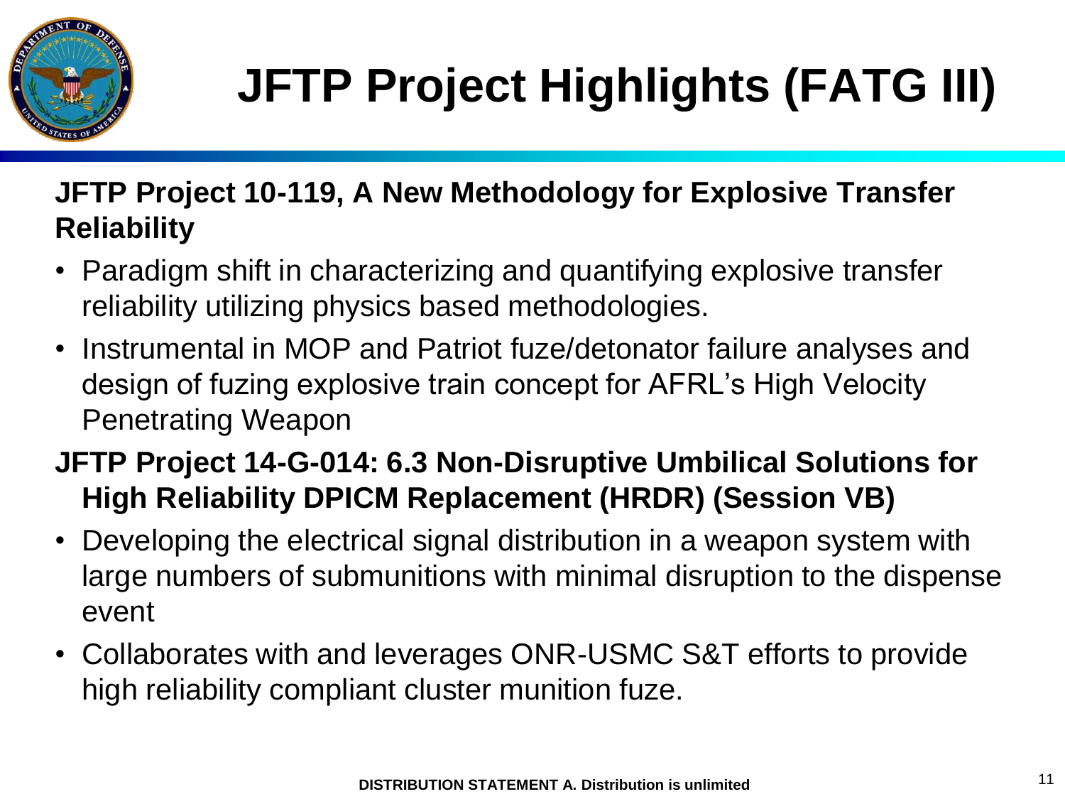# JFTP Project Highlights (FATG III)

**JFTP Project 10-119, A New Methodology for Explosive Transfer Reliability**

- Paradigm shift in characterizing and quantifying explosive transfer reliability utilizing physics based methodologies.
- Instrumental in MOP and Patriot fuze/detonator failure analyses and design of fuzing explosive train concept for AFRL's High Velocity Penetrating Weapon

**JFTP Project 14-G-014: 6.3 Non-Disruptive Umbilical Solutions for High Reliability DPICM Replacement (HRDR) (Session VB)**

- Developing the electrical signal distribution in a weapon system with large numbers of submunitions with minimal disruption to the dispense event
- Collaborates with and leverages ONR-USMC S&T efforts to provide high reliability compliant cluster munition fuze.

**DISTRIBUTION STATEMENT A. Distribution is unlimited**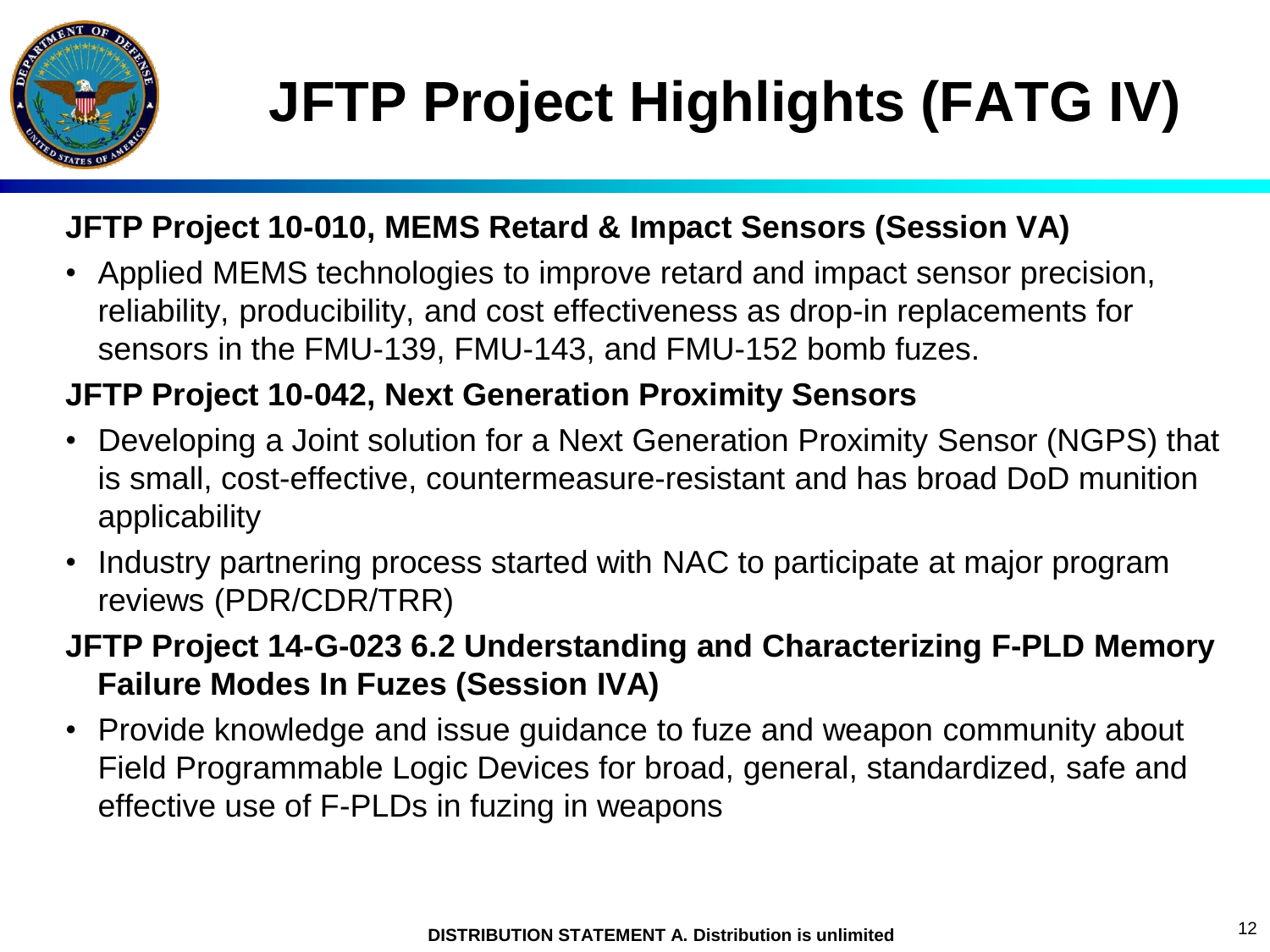# JFTP Project Highlights (FATG IV)

**JFTP Project 10-010, MEMS Retard & Impact Sensors (Session VA)**

- Applied MEMS technologies to improve retard and impact sensor precision, reliability, producibility, and cost effectiveness as drop-in replacements for sensors in the FMU-139, FMU-143, and FMU-152 bomb fuzes.

**JFTP Project 10-042, Next Generation Proximity Sensors**

- Developing a Joint solution for a Next Generation Proximity Sensor (NGPS) that is small, cost-effective, countermeasure-resistant and has broad DoD munition applicability
- Industry partnering process started with NAC to participate at major program reviews (PDR/CDR/TRR)

**JFTP Project 14-G-023 6.2 Understanding and Characterizing F-PLD Memory Failure Modes In Fuzes (Session IVA)**

- Provide knowledge and issue guidance to fuze and weapon community about Field Programmable Logic Devices for broad, general, standardized, safe and effective use of F-PLDs in fuzing in weapons

**DISTRIBUTION STATEMENT A. Distribution is unlimited**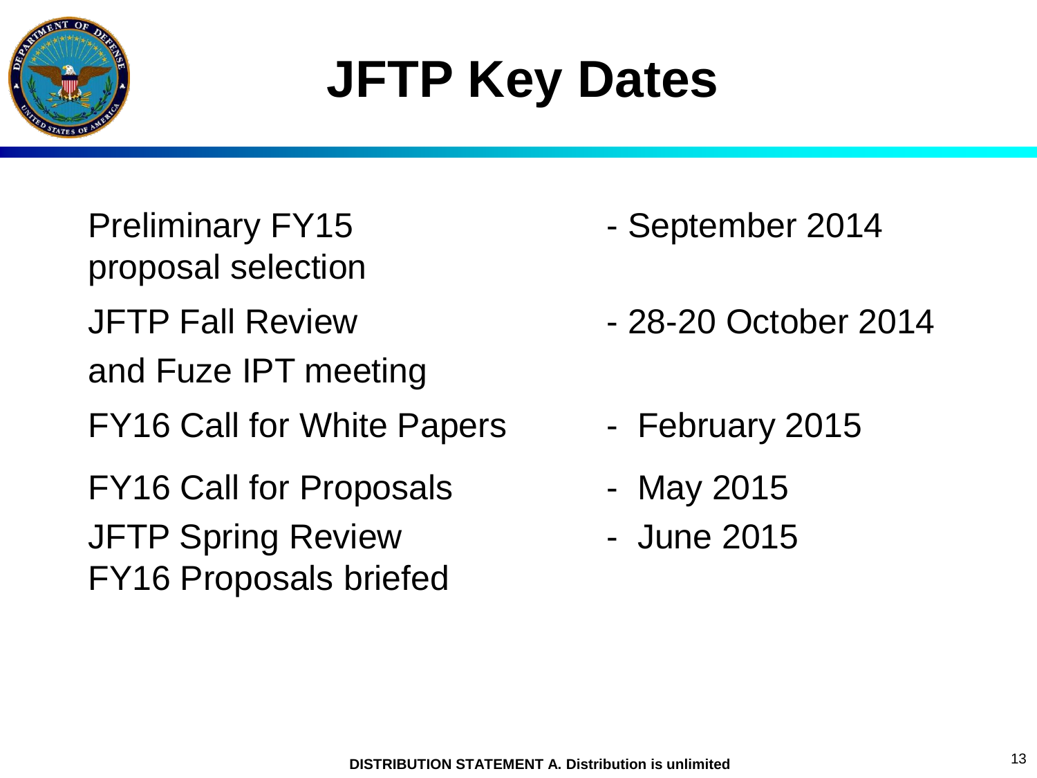# JFTP Key Dates

| | |
|---|---|
| Preliminary FY15 proposal selection | - September 2014 |
| JFTP Fall Review and Fuze IPT meeting | - 28-20 October 2014 |
| FY16 Call for White Papers | - February 2015 |
| FY16 Call for Proposals | - May 2015 |
| JFTP Spring Review FY16 Proposals briefed | - June 2015 |

**DISTRIBUTION STATEMENT A. Distribution is unlimited**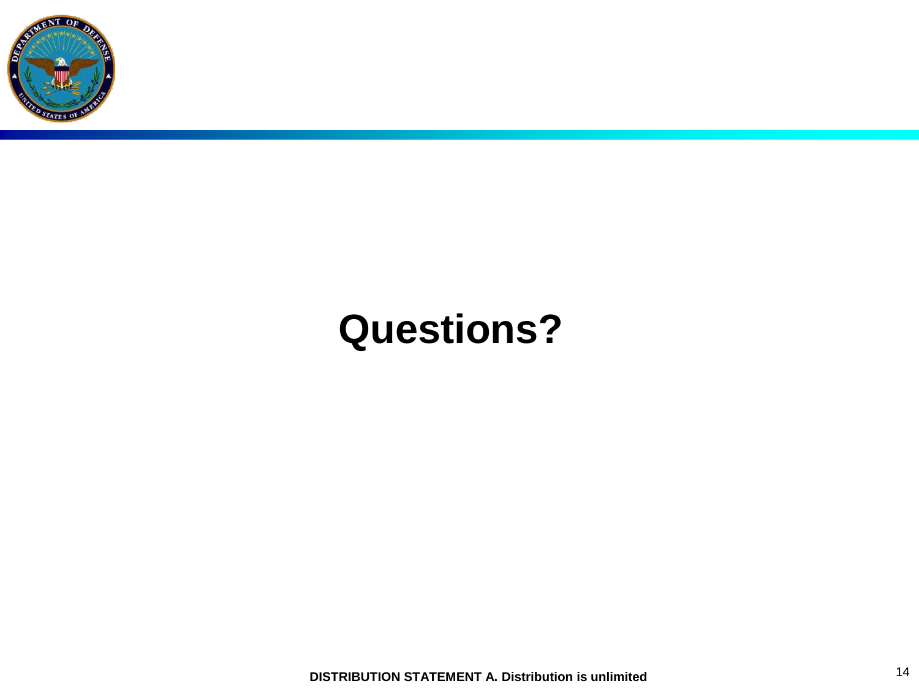# Questions?

**DISTRIBUTION STATEMENT A. Distribution is unlimited**